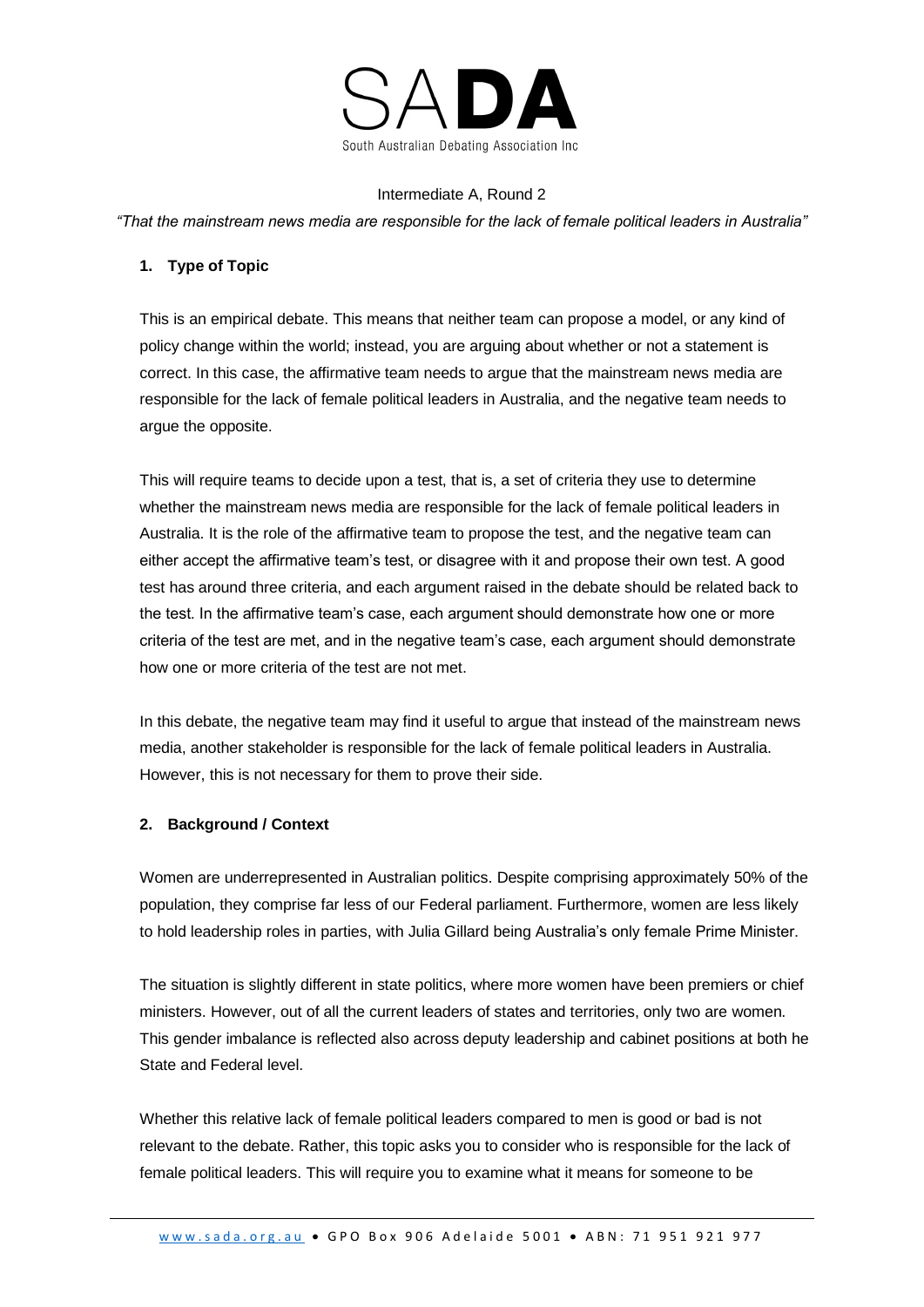SADA

South Australian Debating Association Inc

Intermediate A, Round 2

*"That the mainstream news media are responsible for the lack of female political leaders in Australia"*

## 1. Type of Topic

This is an empirical debate. This means that neither team can propose a model, or any kind of policy change within the world; instead, you are arguing about whether or not a statement is correct. In this case, the affirmative team needs to argue that the mainstream news media are responsible for the lack of female political leaders in Australia, and the negative team needs to argue the opposite.

This will require teams to decide upon a test, that is, a set of criteria they use to determine whether the mainstream news media are responsible for the lack of female political leaders in Australia. It is the role of the affirmative team to propose the test, and the negative team can either accept the affirmative team's test, or disagree with it and propose their own test. A good test has around three criteria, and each argument raised in the debate should be related back to the test. In the affirmative team's case, each argument should demonstrate how one or more criteria of the test are met, and in the negative team's case, each argument should demonstrate how one or more criteria of the test are not met.

In this debate, the negative team may find it useful to argue that instead of the mainstream news media, another stakeholder is responsible for the lack of female political leaders in Australia. However, this is not necessary for them to prove their side.

## 2. Background / Context

Women are underrepresented in Australian politics. Despite comprising approximately 50% of the population, they comprise far less of our Federal parliament. Furthermore, women are less likely to hold leadership roles in parties, with Julia Gillard being Australia's only female Prime Minister.

The situation is slightly different in state politics, where more women have been premiers or chief ministers. However, out of all the current leaders of states and territories, only two are women. This gender imbalance is reflected also across deputy leadership and cabinet positions at both he State and Federal level.

Whether this relative lack of female political leaders compared to men is good or bad is not relevant to the debate. Rather, this topic asks you to consider who is responsible for the lack of female political leaders. This will require you to examine what it means for someone to be

www.sada.org.au • GPO Box 906 Adelaide 5001 • ABN: 71 951 921 977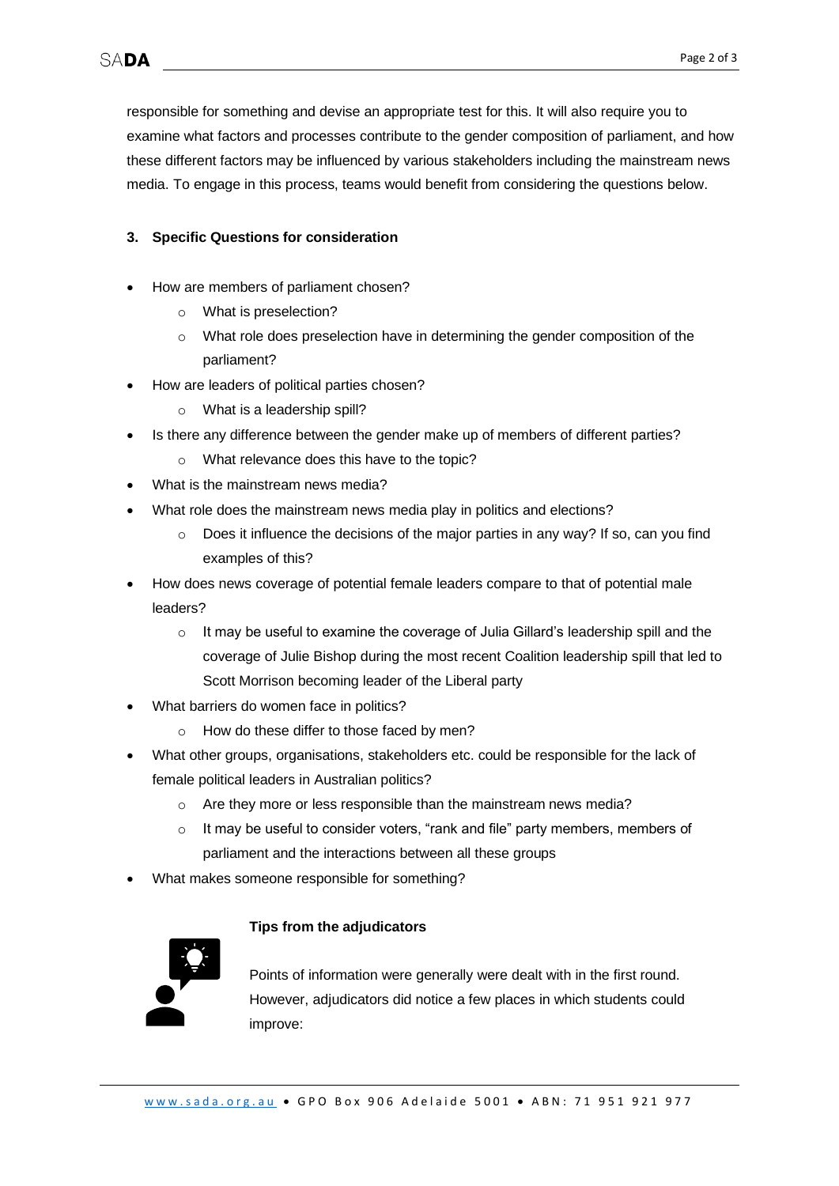responsible for something and devise an appropriate test for this. It will also require you to examine what factors and processes contribute to the gender composition of parliament, and how these different factors may be influenced by various stakeholders including the mainstream news media. To engage in this process, teams would benefit from considering the questions below.

### 3. Specific Questions for consideration

- How are members of parliament chosen?
  - What is preselection?
  - What role does preselection have in determining the gender composition of the parliament?
- How are leaders of political parties chosen?
  - What is a leadership spill?
- Is there any difference between the gender make up of members of different parties?
  - What relevance does this have to the topic?
- What is the mainstream news media?
- What role does the mainstream news media play in politics and elections?
  - Does it influence the decisions of the major parties in any way? If so, can you find examples of this?
- How does news coverage of potential female leaders compare to that of potential male leaders?
  - It may be useful to examine the coverage of Julia Gillard's leadership spill and the coverage of Julie Bishop during the most recent Coalition leadership spill that led to Scott Morrison becoming leader of the Liberal party
- What barriers do women face in politics?
  - How do these differ to those faced by men?
- What other groups, organisations, stakeholders etc. could be responsible for the lack of female political leaders in Australian politics?
  - Are they more or less responsible than the mainstream news media?
  - It may be useful to consider voters, "rank and file" party members, members of parliament and the interactions between all these groups
- What makes someone responsible for something?

**Tips from the adjudicators**

Points of information were generally were dealt with in the first round. However, adjudicators did notice a few places in which students could improve: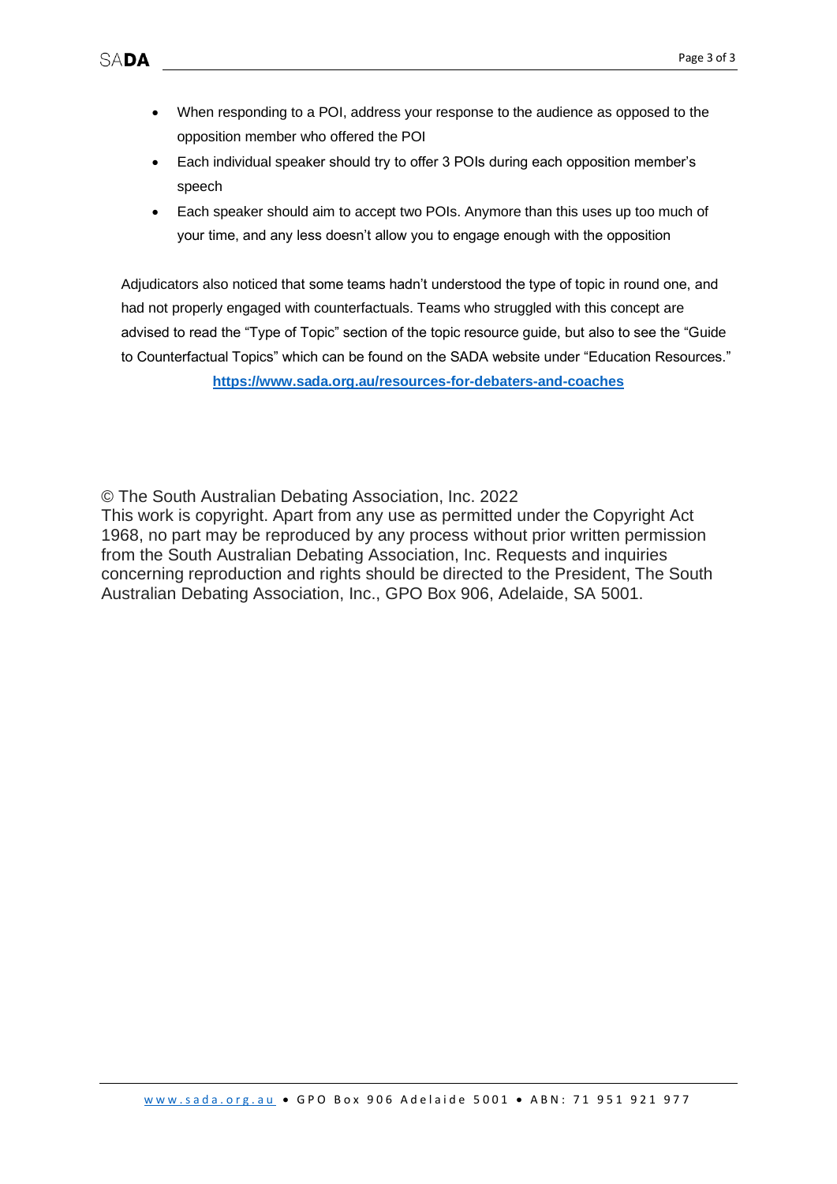- When responding to a POI, address your response to the audience as opposed to the opposition member who offered the POI
- Each individual speaker should try to offer 3 POIs during each opposition member's speech
- Each speaker should aim to accept two POIs. Anymore than this uses up too much of your time, and any less doesn't allow you to engage enough with the opposition

Adjudicators also noticed that some teams hadn't understood the type of topic in round one, and had not properly engaged with counterfactuals. Teams who struggled with this concept are advised to read the "Type of Topic" section of the topic resource guide, but also to see the "Guide to Counterfactual Topics" which can be found on the SADA website under "Education Resources."

**https://www.sada.org.au/resources-for-debaters-and-coaches**

© The South Australian Debating Association, Inc. 2022
This work is copyright. Apart from any use as permitted under the Copyright Act 1968, no part may be reproduced by any process without prior written permission from the South Australian Debating Association, Inc. Requests and inquiries concerning reproduction and rights should be directed to the President, The South Australian Debating Association, Inc., GPO Box 906, Adelaide, SA 5001.